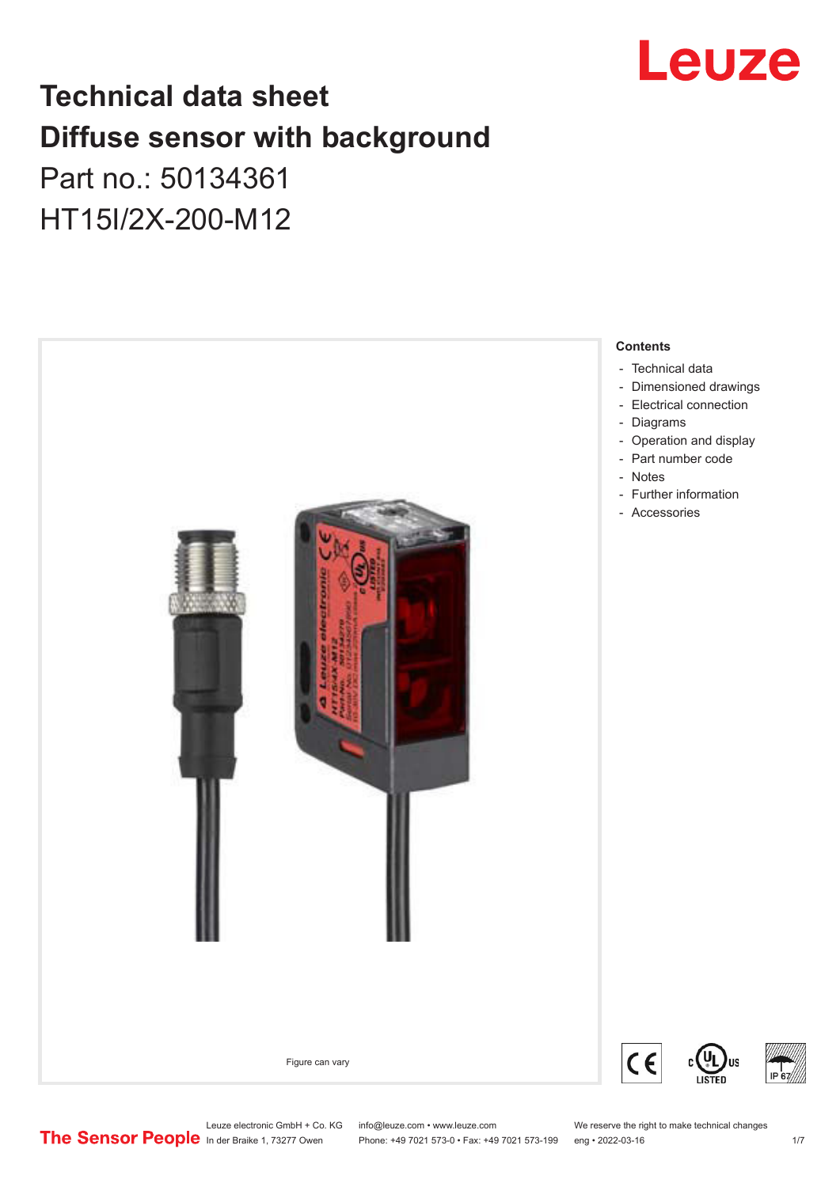# Technical data sheet
# Diffuse sensor with background

Part no.: 50134361

HT15I/2X-200-M12

Figure can vary

**Contents**

- Technical data
- Dimensioned drawings
- Electrical connection
- Diagrams
- Operation and display
- Part number code
- Notes
- Further information
- Accessories

Leuze electronic GmbH + Co. KG
In der Braike 1, 73277 Owen

info@leuze.com • www.leuze.com
Phone: +49 7021 573-0 • Fax: +49 7021 573-199

We reserve the right to make technical changes
eng • 2022-03-16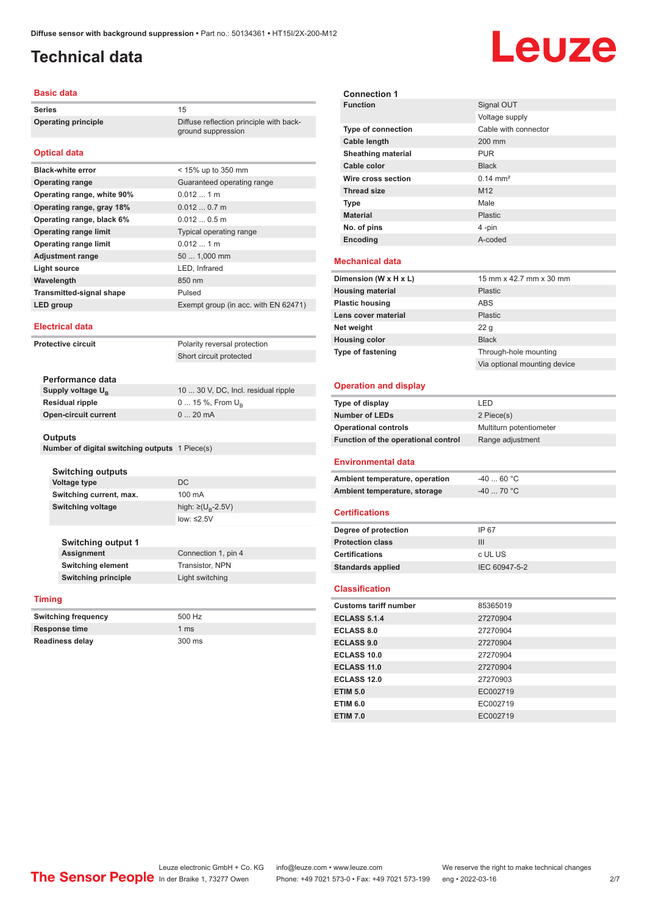# Technical data

## Basic data

| | |
|---|---|
| Series | 15 |
| Operating principle | Diffuse reflection principle with background suppression |

## Optical data

| | |
|---|---|
| Black-white error | < 15% up to 350 mm |
| Operating range | Guaranteed operating range |
| Operating range, white 90% | 0.012 ... 1 m |
| Operating range, gray 18% | 0.012 ... 0.7 m |
| Operating range, black 6% | 0.012 ... 0.5 m |
| Operating range limit | Typical operating range |
| Operating range limit | 0.012 ... 1 m |
| Adjustment range | 50 ... 1,000 mm |
| Light source | LED, Infrared |
| Wavelength | 850 nm |
| Transmitted-signal shape | Pulsed |
| LED group | Exempt group (in acc. with EN 62471) |

## Electrical data

| | |
|---|---|
| Protective circuit | Polarity reversal protection |
| | Short circuit protected |

### Performance data

| | |
|---|---|
| Supply voltage $U_B$ | 10 ... 30 V, DC, Incl. residual ripple |
| Residual ripple | 0 ... 15 %, From $U_B$ |
| Open-circuit current | 0 ... 20 mA |

### Outputs

| | |
|---|---|
| Number of digital switching outputs | 1 Piece(s) |

#### Switching outputs

| | |
|---|---|
| Voltage type | DC |
| Switching current, max. | 100 mA |
| Switching voltage | high: ≥($U_B$-2.5V) |
| | low: ≤2.5V |

#### Switching output 1

| | |
|---|---|
| Assignment | Connection 1, pin 4 |
| Switching element | Transistor, NPN |
| Switching principle | Light switching |

## Timing

| | |
|---|---|
| Switching frequency | 500 Hz |
| Response time | 1 ms |
| Readiness delay | 300 ms |

### Connection 1

| | |
|---|---|
| Function | Signal OUT |
| | Voltage supply |
| Type of connection | Cable with connector |
| Cable length | 200 mm |
| Sheathing material | PUR |
| Cable color | Black |
| Wire cross section | 0.14 mm² |
| Thread size | M12 |
| Type | Male |
| Material | Plastic |
| No. of pins | 4 -pin |
| Encoding | A-coded |

## Mechanical data

| | |
|---|---|
| Dimension (W x H x L) | 15 mm x 42.7 mm x 30 mm |
| Housing material | Plastic |
| Plastic housing | ABS |
| Lens cover material | Plastic |
| Net weight | 22 g |
| Housing color | Black |
| Type of fastening | Through-hole mounting |
| | Via optional mounting device |

## Operation and display

| | |
|---|---|
| Type of display | LED |
| Number of LEDs | 2 Piece(s) |
| Operational controls | Multiturn potentiometer |
| Function of the operational control | Range adjustment |

## Environmental data

| | |
|---|---|
| Ambient temperature, operation | -40 ... 60 °C |
| Ambient temperature, storage | -40 ... 70 °C |

## Certifications

| | |
|---|---|
| Degree of protection | IP 67 |
| Protection class | III |
| Certifications | c UL US |
| Standards applied | IEC 60947-5-2 |

## Classification

| | |
|---|---|
| Customs tariff number | 85365019 |
| ECLASS 5.1.4 | 27270904 |
| ECLASS 8.0 | 27270904 |
| ECLASS 9.0 | 27270904 |
| ECLASS 10.0 | 27270904 |
| ECLASS 11.0 | 27270904 |
| ECLASS 12.0 | 27270903 |
| ETIM 5.0 | EC002719 |
| ETIM 6.0 | EC002719 |
| ETIM 7.0 | EC002719 |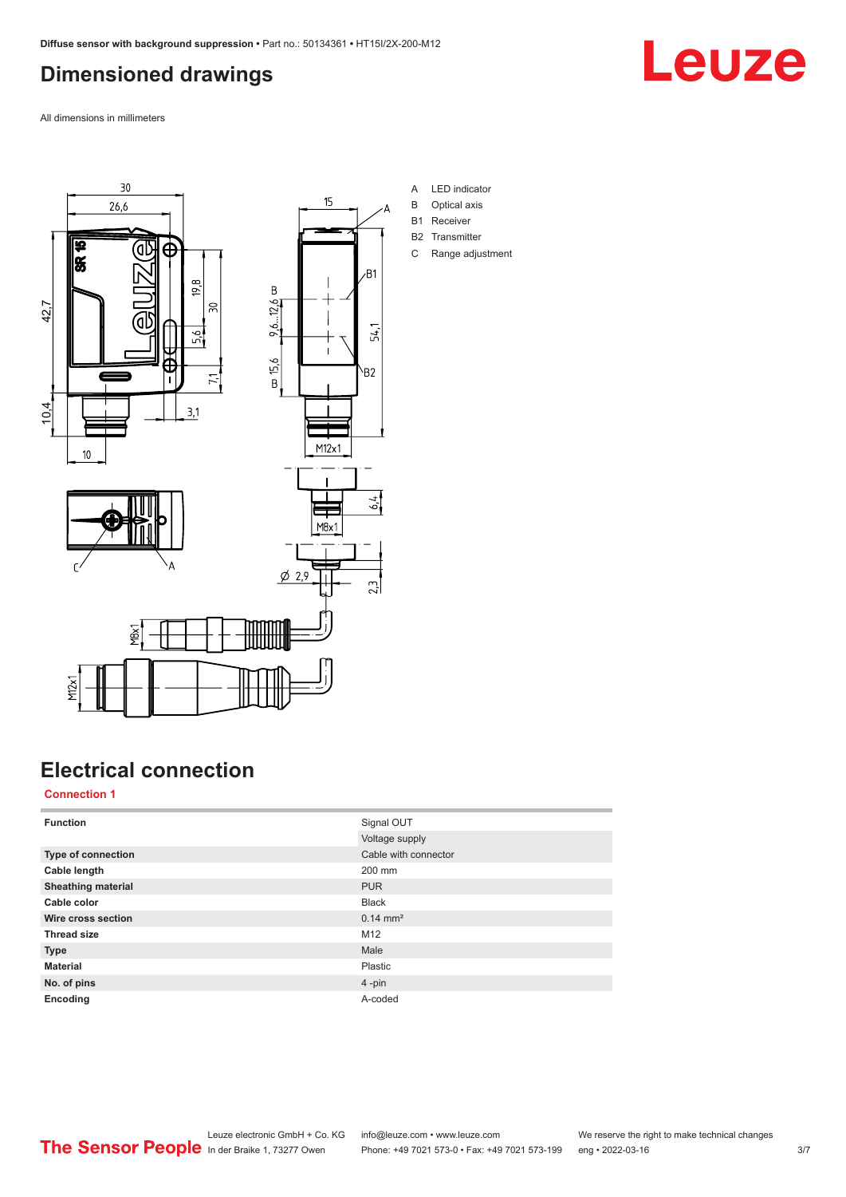# Dimensioned drawings

All dimensions in millimeters

A LED indicator
B Optical axis
B1 Receiver
B2 Transmitter
C Range adjustment

# Electrical connection

## Connection 1

| | |
|---|---|
| **Function** | Signal OUT |
| | Voltage supply |
| **Type of connection** | Cable with connector |
| **Cable length** | 200 mm |
| **Sheathing material** | PUR |
| **Cable color** | Black |
| **Wire cross section** | 0.14 mm² |
| **Thread size** | M12 |
| **Type** | Male |
| **Material** | Plastic |
| **No. of pins** | 4 -pin |
| **Encoding** | A-coded |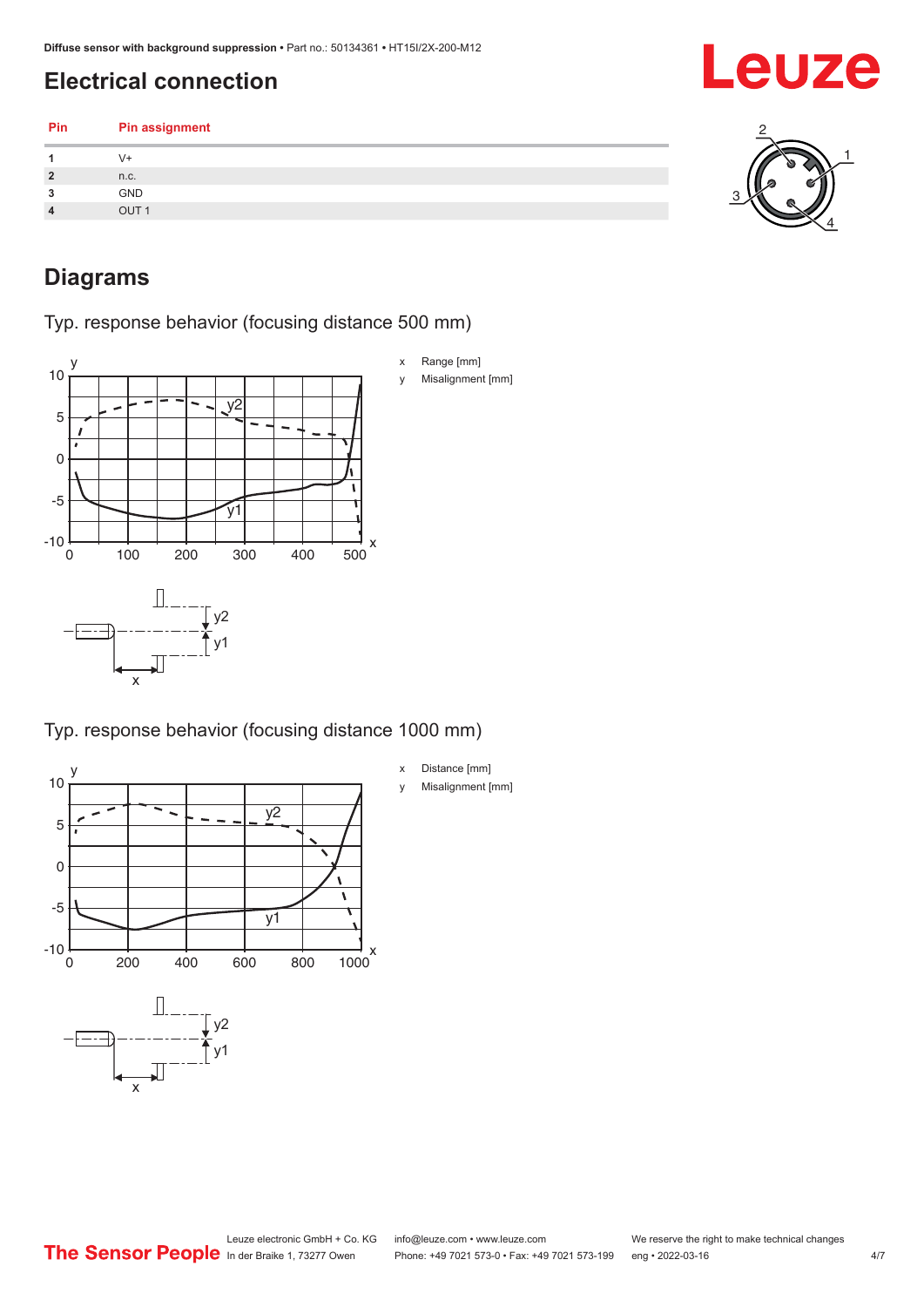## Electrical connection

| Pin | Pin assignment |
| --- | --- |
| 1 | V+ |
| 2 | n.c. |
| 3 | GND |
| 4 | OUT 1 |

## Diagrams

### Typ. response behavior (focusing distance 500 mm)

x Range [mm]

y Misalignment [mm]

### Typ. response behavior (focusing distance 1000 mm)

x Distance [mm]

y Misalignment [mm]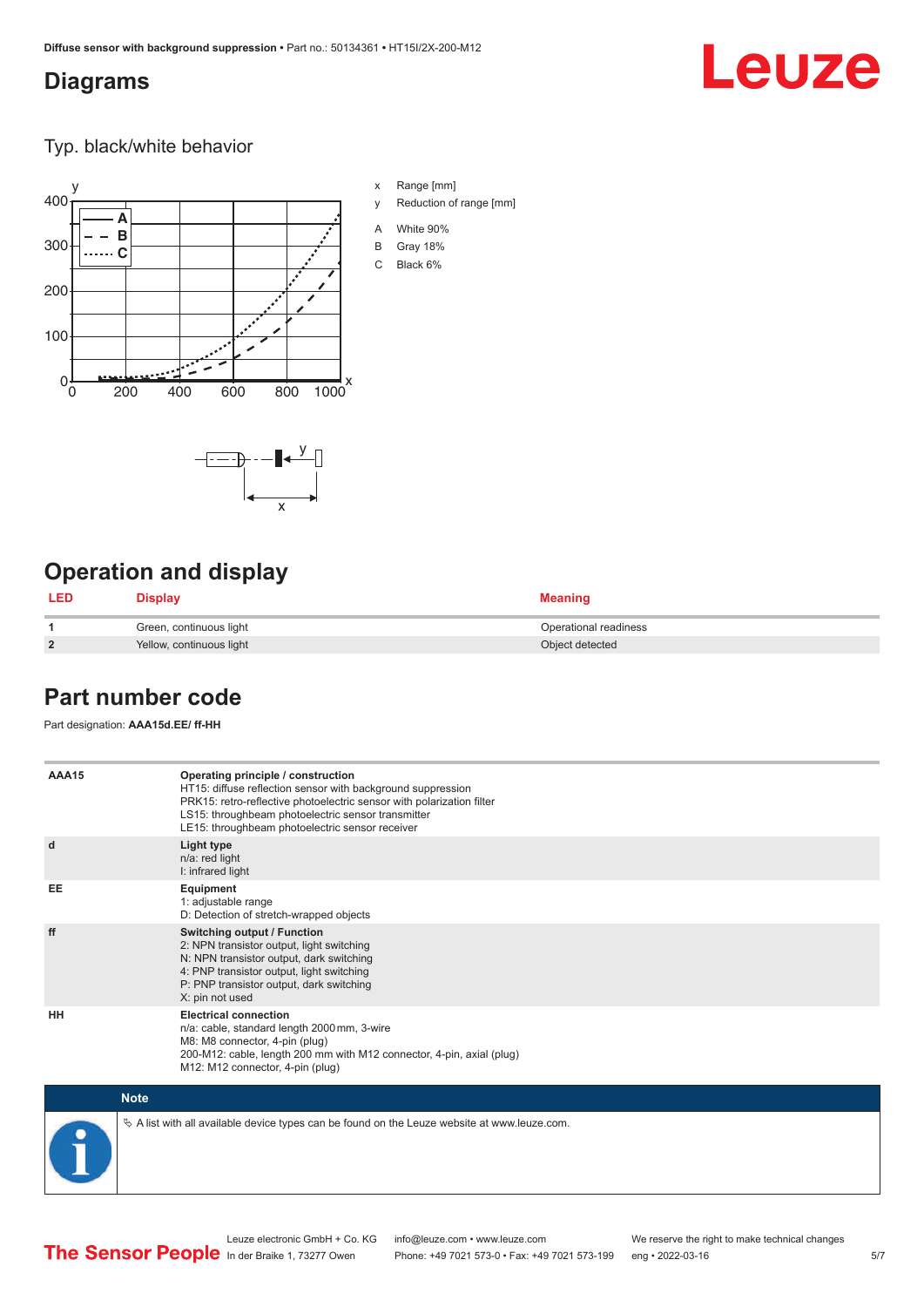## Diagrams

### Typ. black/white behavior

x Range [mm]

y Reduction of range [mm]

A White 90%

B Gray 18%

C Black 6%

## Operation and display

| LED | Display | Meaning |
|---|---|---|
| 1 | Green, continuous light | Operational readiness |
| 2 | Yellow, continuous light | Object detected |

## Part number code

Part designation: **AAA15d.EE/ ff-HH**

| | |
|---|---|
| **AAA15** | **Operating principle / construction**<br>HT15: diffuse reflection sensor with background suppression<br>PRK15: retro-reflective photoelectric sensor with polarization filter<br>LS15: throughbeam photoelectric sensor transmitter<br>LE15: throughbeam photoelectric sensor receiver |
| **d** | **Light type**<br>n/a: red light<br>I: infrared light |
| **EE** | **Equipment**<br>1: adjustable range<br>D: Detection of stretch-wrapped objects |
| **ff** | **Switching output / Function**<br>2: NPN transistor output, light switching<br>N: NPN transistor output, dark switching<br>4: PNP transistor output, light switching<br>P: PNP transistor output, dark switching<br>X: pin not used |
| **HH** | **Electrical connection**<br>n/a: cable, standard length 2000 mm, 3-wire<br>M8: M8 connector, 4-pin (plug)<br>200-M12: cable, length 200 mm with M12 connector, 4-pin, axial (plug)<br>M12: M12 connector, 4-pin (plug) |

**Note**

A list with all available device types can be found on the Leuze website at www.leuze.com.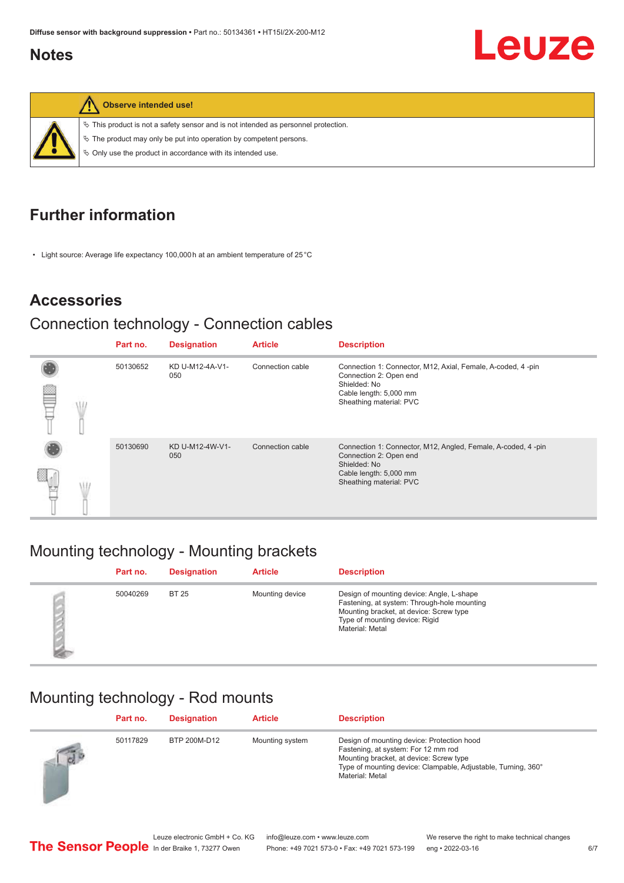## Notes

**Observe intended use!**

- This product is not a safety sensor and is not intended as personnel protection.
- The product may only be put into operation by competent persons.
- Only use the product in accordance with its intended use.

## Further information

- Light source: Average life expectancy 100,000 h at an ambient temperature of 25 °C

## Accessories

### Connection technology - Connection cables

| Part no. | Designation | Article | Description |
| --- | --- | --- | --- |
| 50130652 | KD U-M12-4A-V1-050 | Connection cable | Connection 1: Connector, M12, Axial, Female, A-coded, 4 -pin<br>Connection 2: Open end<br>Shielded: No<br>Cable length: 5,000 mm<br>Sheathing material: PVC |
| 50130690 | KD U-M12-4W-V1-050 | Connection cable | Connection 1: Connector, M12, Angled, Female, A-coded, 4 -pin<br>Connection 2: Open end<br>Shielded: No<br>Cable length: 5,000 mm<br>Sheathing material: PVC |

### Mounting technology - Mounting brackets

| Part no. | Designation | Article | Description |
| --- | --- | --- | --- |
| 50040269 | BT 25 | Mounting device | Design of mounting device: Angle, L-shape<br>Fastening, at system: Through-hole mounting<br>Mounting bracket, at device: Screw type<br>Type of mounting device: Rigid<br>Material: Metal |

### Mounting technology - Rod mounts

| Part no. | Designation | Article | Description |
| --- | --- | --- | --- |
| 50117829 | BTP 200M-D12 | Mounting system | Design of mounting device: Protection hood<br>Fastening, at system: For 12 mm rod<br>Mounting bracket, at device: Screw type<br>Type of mounting device: Clampable, Adjustable, Turning, 360°<br>Material: Metal |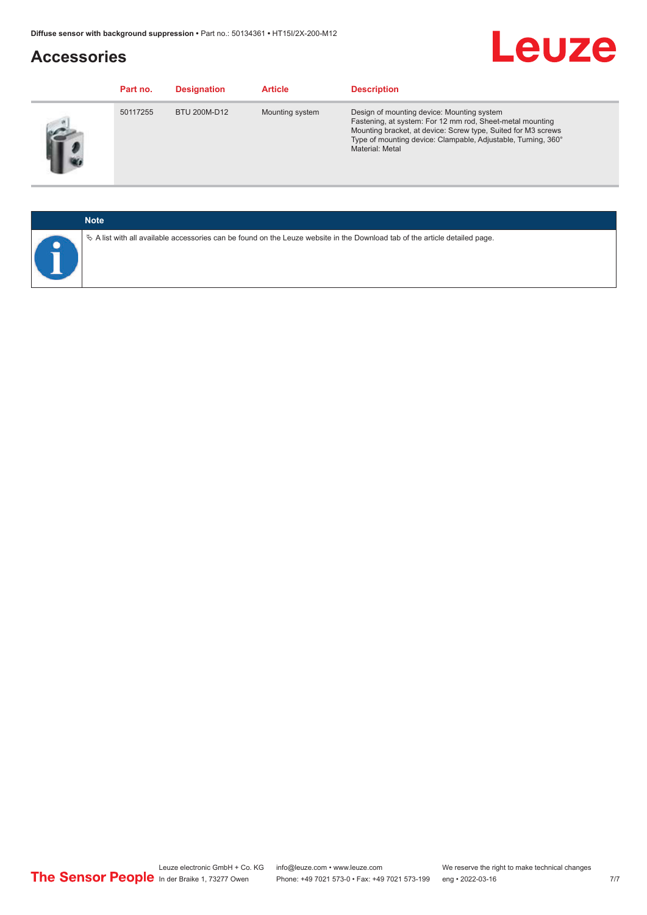## Accessories

| | Part no. | Designation | Article | Description |
|---|---|---|---|---|
| | 50117255 | BTU 200M-D12 | Mounting system | Design of mounting device: Mounting system<br>Fastening, at system: For 12 mm rod, Sheet-metal mounting<br>Mounting bracket, at device: Screw type, Suited for M3 screws<br>Type of mounting device: Clampable, Adjustable, Turning, 360°<br>Material: Metal |

**Note**

↳ A list with all available accessories can be found on the Leuze website in the Download tab of the article detailed page.